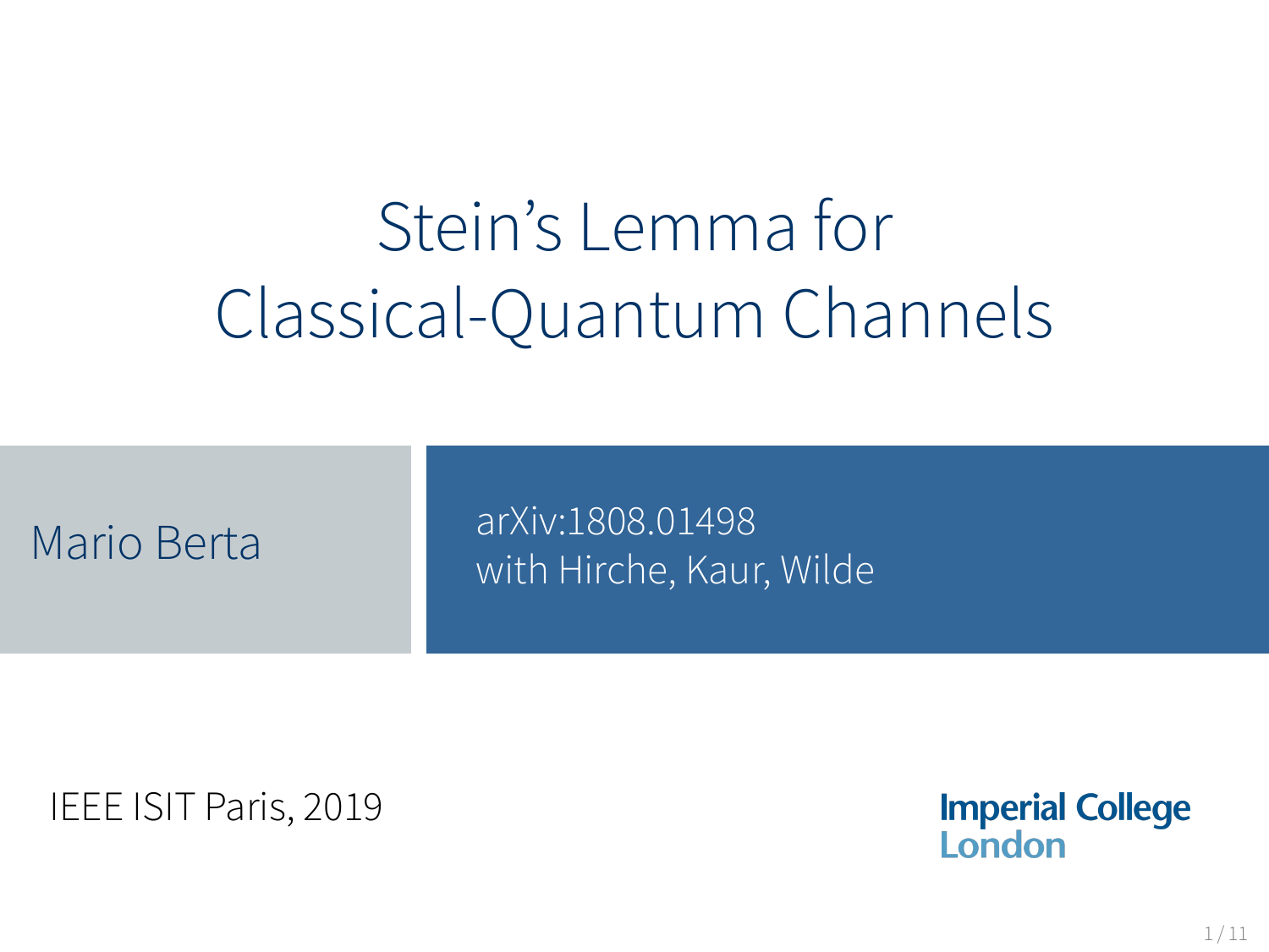# Stein's Lemma for Classical-Quantum Channels

Mario Berta

arXiv:1808.01498
with Hirche, Kaur, Wilde

IEEE ISIT Paris, 2019

Imperial College London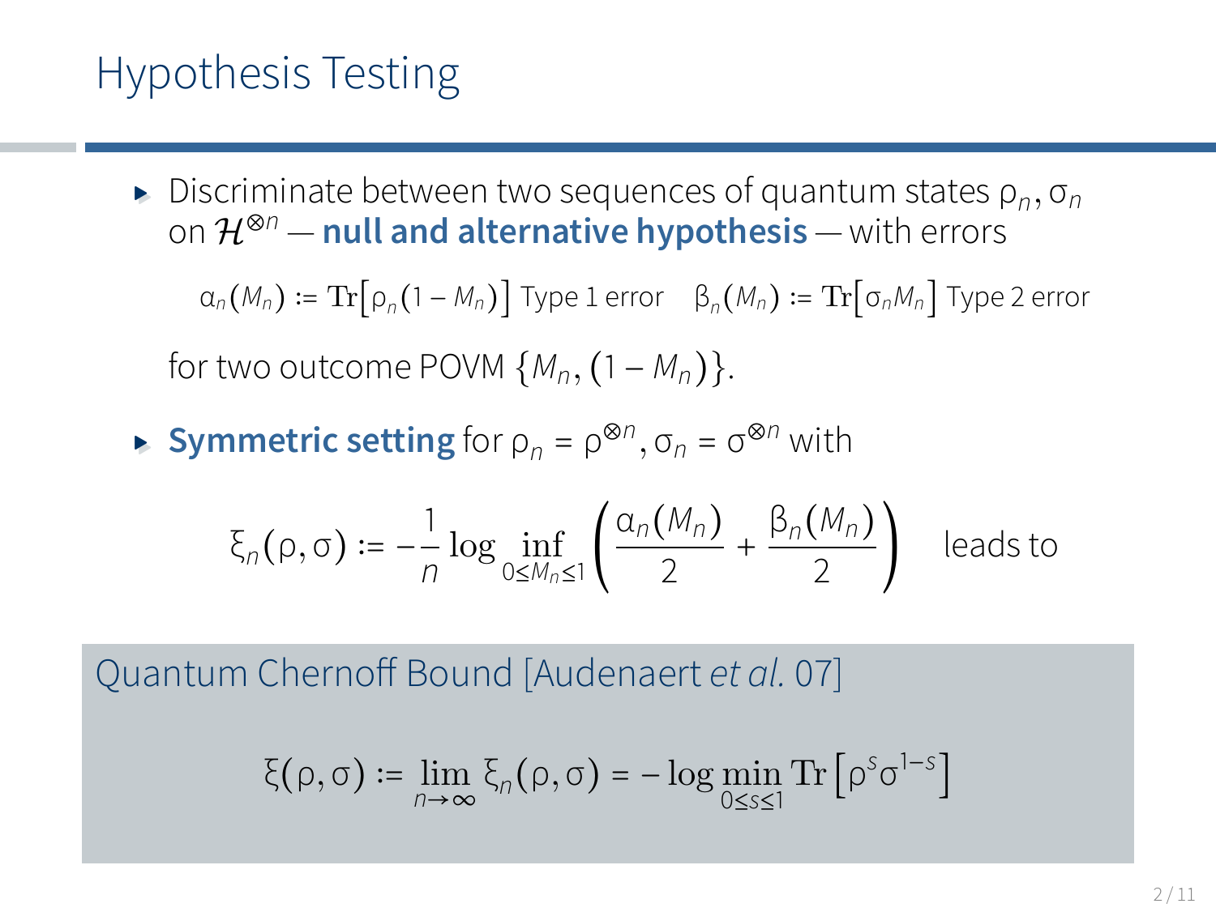# Hypothesis Testing

- Discriminate between two sequences of quantum states $\rho_n, \sigma_n$ on $\mathcal{H}^{\otimes n}$ — **null and alternative hypothesis** — with errors

  $\alpha_n(M_n) := \mathrm{Tr}\big[\rho_n(1 - M_n)\big]$ Type 1 error $\quad \beta_n(M_n) := \mathrm{Tr}\big[\sigma_n M_n\big]$ Type 2 error

  for two outcome POVM $\{M_n, (1 - M_n)\}$.

- **Symmetric setting** for $\rho_n = \rho^{\otimes n}, \sigma_n = \sigma^{\otimes n}$ with

$$\xi_n(\rho, \sigma) := -\frac{1}{n} \log \inf_{0 \leq M_n \leq 1} \left( \frac{\alpha_n(M_n)}{2} + \frac{\beta_n(M_n)}{2} \right) \quad \text{leads to}$$

## Quantum Chernoff Bound [Audenaert *et al.* 07]

$$\xi(\rho, \sigma) := \lim_{n \to \infty} \xi_n(\rho, \sigma) = -\log \min_{0 \leq s \leq 1} \mathrm{Tr}\left[\rho^s \sigma^{1-s}\right]$$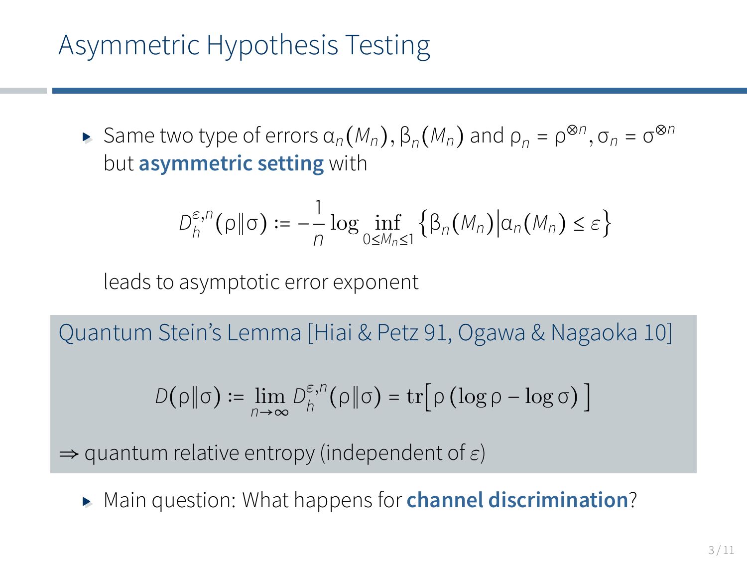# Asymmetric Hypothesis Testing

- Same two type of errors $\alpha_n(M_n), \beta_n(M_n)$ and $\rho_n = \rho^{\otimes n}, \sigma_n = \sigma^{\otimes n}$ but **asymmetric setting** with

$$D_h^{\varepsilon,n}(\rho\|\sigma) := -\frac{1}{n}\log \inf_{0\leq M_n\leq 1}\left\{\beta_n(M_n)\middle|\alpha_n(M_n)\leq\varepsilon\right\}$$

leads to asymptotic error exponent

**Quantum Stein's Lemma [Hiai & Petz 91, Ogawa & Nagaoka 10]**

$$D(\rho\|\sigma) := \lim_{n\to\infty} D_h^{\varepsilon,n}(\rho\|\sigma) = \mathrm{tr}\left[\rho\left(\log\rho - \log\sigma\right)\right]$$

$\Rightarrow$ quantum relative entropy (independent of $\varepsilon$)

- Main question: What happens for **channel discrimination**?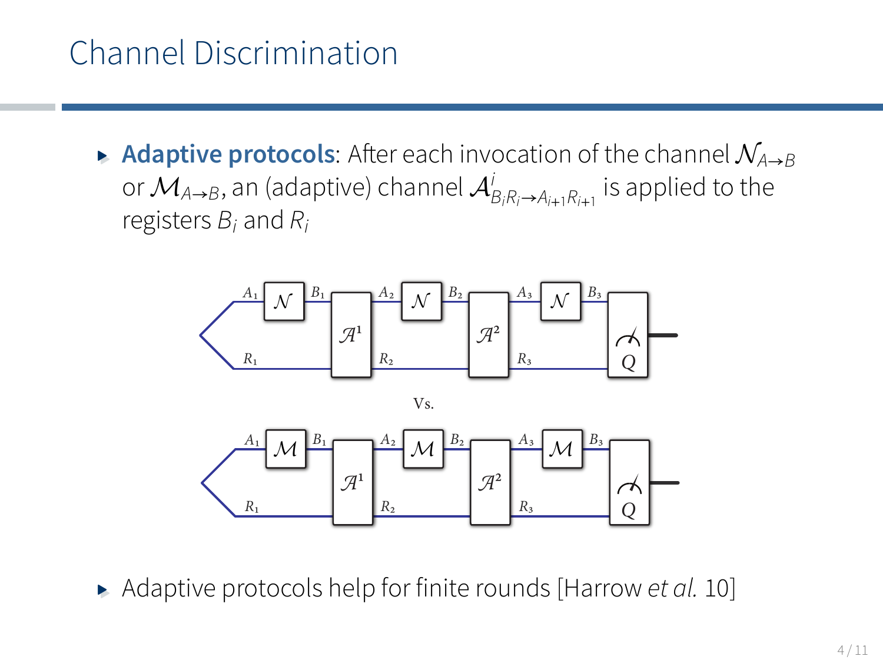# Channel Discrimination

- **Adaptive protocols**: After each invocation of the channel $\mathcal{N}_{A\to B}$ or $\mathcal{M}_{A\to B}$, an (adaptive) channel $\mathcal{A}^i_{B_iR_i\to A_{i+1}R_{i+1}}$ is applied to the registers $B_i$ and $R_i$

Vs.

- Adaptive protocols help for finite rounds [Harrow *et al.* 10]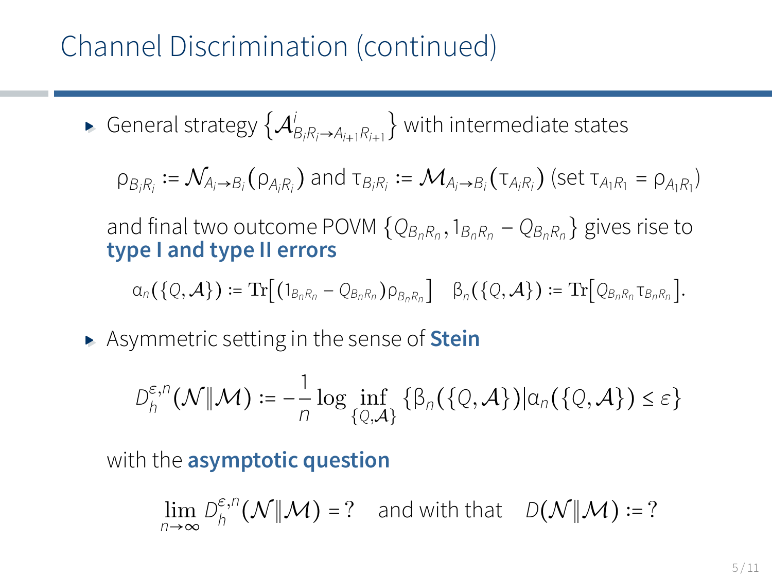# Channel Discrimination (continued)

- General strategy $\left\{\mathcal{A}^{i}_{B_iR_i\to A_{i+1}R_{i+1}}\right\}$ with intermediate states

  $\rho_{B_iR_i} := \mathcal{N}_{A_i\to B_i}(\rho_{A_iR_i})$ and $\tau_{B_iR_i} := \mathcal{M}_{A_i\to B_i}(\tau_{A_iR_i})$ (set $\tau_{A_1R_1} = \rho_{A_1R_1}$)

  and final two outcome POVM $\{Q_{B_nR_n}, 1_{B_nR_n} - Q_{B_nR_n}\}$ gives rise to **type I and type II errors**

  $$\alpha_n(\{Q,\mathcal{A}\}) := \mathrm{Tr}\left[(1_{B_nR_n} - Q_{B_nR_n})\rho_{B_nR_n}\right] \quad \beta_n(\{Q,\mathcal{A}\}) := \mathrm{Tr}\left[Q_{B_nR_n}\tau_{B_nR_n}\right].$$

- Asymmetric setting in the sense of **Stein**

  $$D_h^{\varepsilon,n}(\mathcal{N}\|\mathcal{M}) := -\frac{1}{n}\log \inf_{\{Q,\mathcal{A}\}} \{\beta_n(\{Q,\mathcal{A}\}) | \alpha_n(\{Q,\mathcal{A}\}) \leq \varepsilon\}$$

  with the **asymptotic question**

  $$\lim_{n\to\infty} D_h^{\varepsilon,n}(\mathcal{N}\|\mathcal{M}) = ? \quad \text{and with that} \quad D(\mathcal{N}\|\mathcal{M}) := ?$$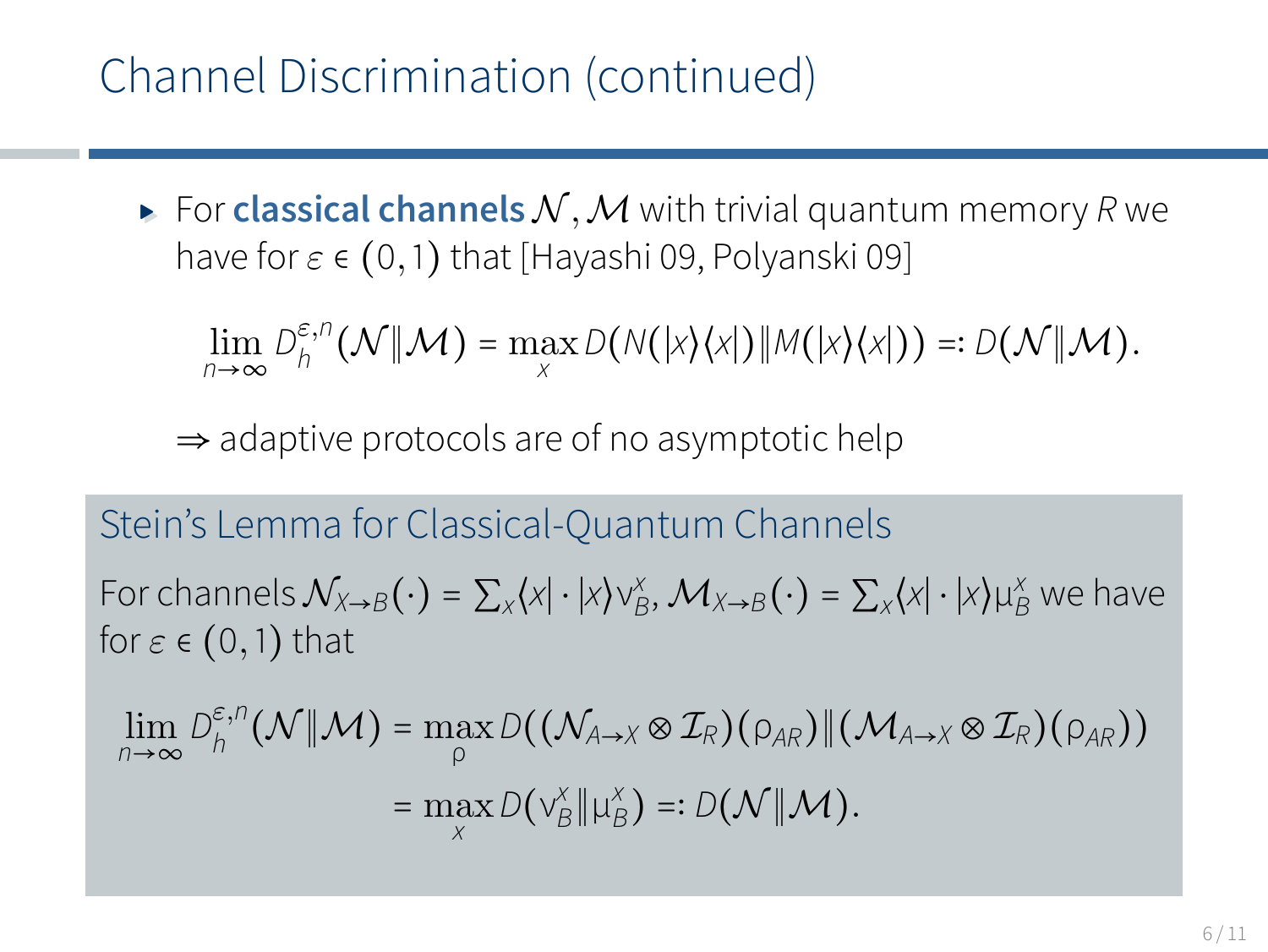# Channel Discrimination (continued)

- For **classical channels** $\mathcal{N}, \mathcal{M}$ with trivial quantum memory $R$ we have for $\varepsilon \in (0,1)$ that [Hayashi 09, Polyanski 09]

$$\lim_{n\to\infty} D_h^{\varepsilon,n}(\mathcal{N}\|\mathcal{M}) = \max_x D(N(|x\rangle\langle x|)\|M(|x\rangle\langle x|)) =: D(\mathcal{N}\|\mathcal{M}).$$

$\Rightarrow$ adaptive protocols are of no asymptotic help

## Stein's Lemma for Classical-Quantum Channels

For channels $\mathcal{N}_{X\to B}(\cdot) = \sum_x \langle x|\cdot|x\rangle \nu_B^x$, $\mathcal{M}_{X\to B}(\cdot) = \sum_x \langle x|\cdot|x\rangle \mu_B^x$ we have for $\varepsilon \in (0,1)$ that

$$\lim_{n\to\infty} D_h^{\varepsilon,n}(\mathcal{N}\|\mathcal{M}) = \max_\rho D((\mathcal{N}_{A\to X}\otimes\mathcal{I}_R)(\rho_{AR})\|(\mathcal{M}_{A\to X}\otimes\mathcal{I}_R)(\rho_{AR}))$$

$$= \max_x D(\nu_B^x\|\mu_B^x) =: D(\mathcal{N}\|\mathcal{M}).$$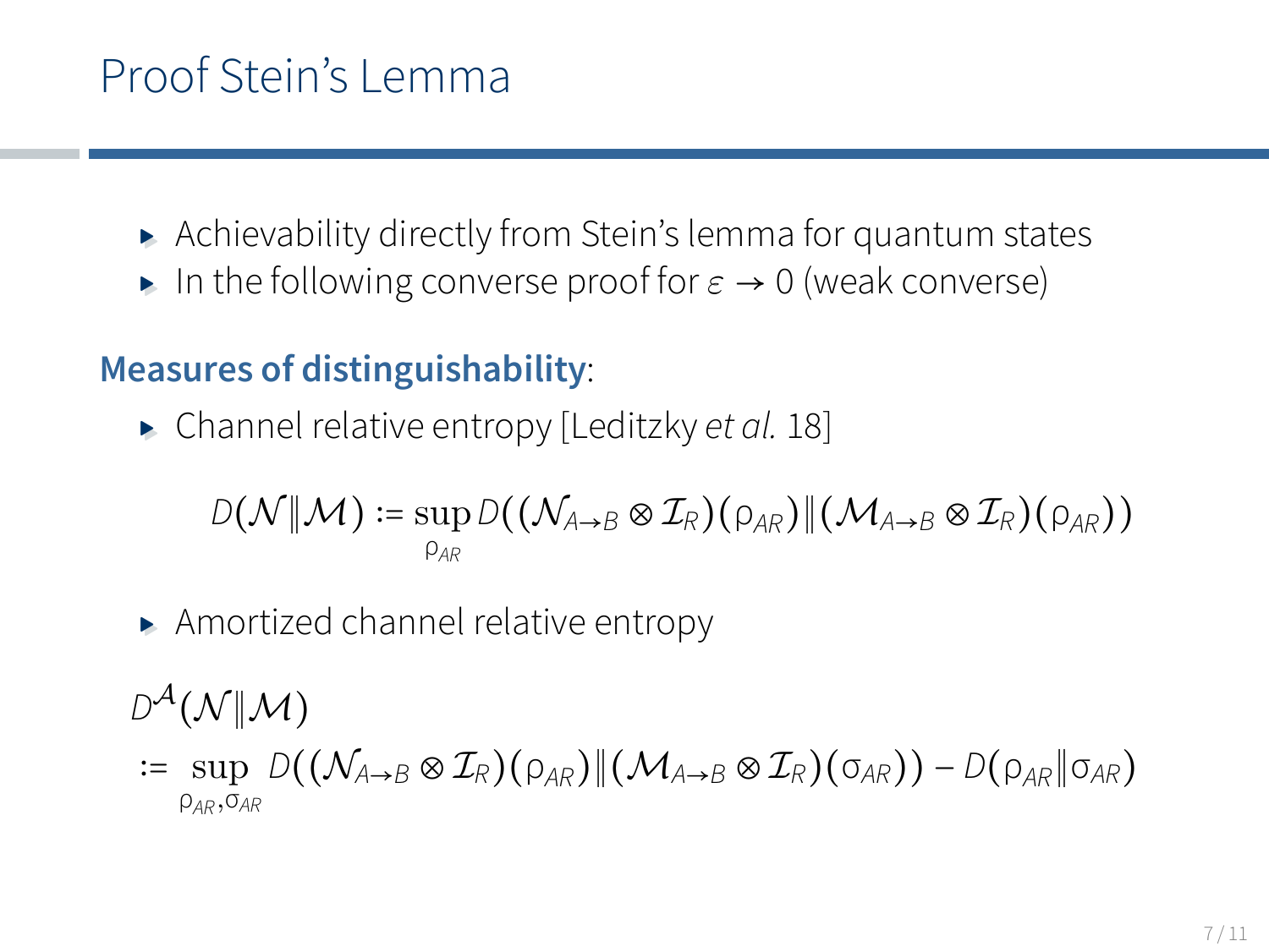# Proof Stein's Lemma

- Achievability directly from Stein's lemma for quantum states
- In the following converse proof for $\varepsilon \to 0$ (weak converse)

**Measures of distinguishability**:

- Channel relative entropy [Leditzky *et al.* 18]

$$D(\mathcal{N}\|\mathcal{M}) := \sup_{\rho_{AR}} D((\mathcal{N}_{A\to B} \otimes \mathcal{I}_R)(\rho_{AR}) \| (\mathcal{M}_{A\to B} \otimes \mathcal{I}_R)(\rho_{AR}))$$

- Amortized channel relative entropy

$$D^{\mathcal{A}}(\mathcal{N}\|\mathcal{M})$$
$$:= \sup_{\rho_{AR},\sigma_{AR}} D((\mathcal{N}_{A\to B} \otimes \mathcal{I}_R)(\rho_{AR}) \| (\mathcal{M}_{A\to B} \otimes \mathcal{I}_R)(\sigma_{AR})) - D(\rho_{AR}\|\sigma_{AR})$$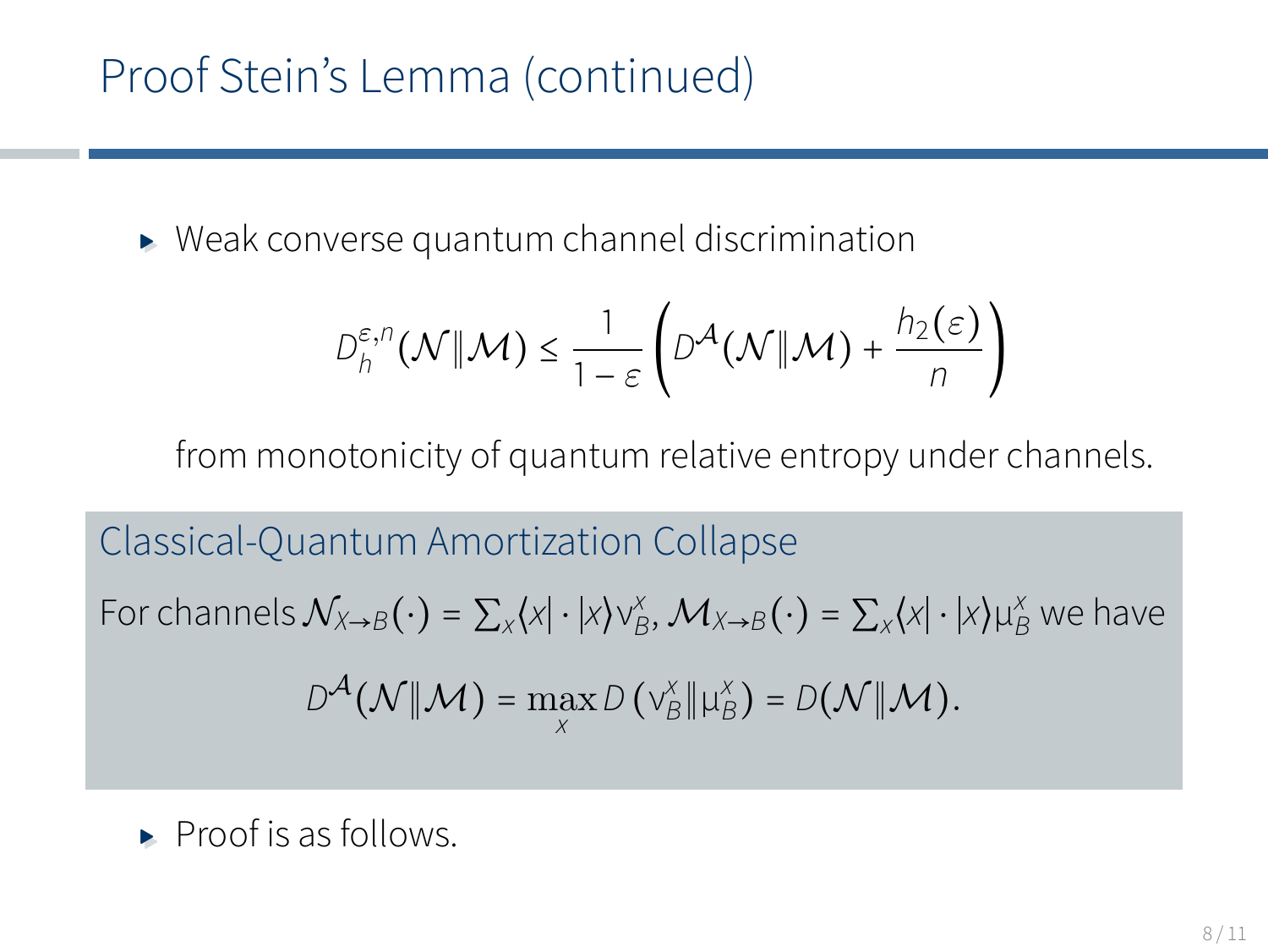# Proof Stein's Lemma (continued)

- Weak converse quantum channel discrimination

$$D_h^{\varepsilon,n}(\mathcal{N}\|\mathcal{M}) \leq \frac{1}{1-\varepsilon}\left(D^{\mathcal{A}}(\mathcal{N}\|\mathcal{M}) + \frac{h_2(\varepsilon)}{n}\right)$$

from monotonicity of quantum relative entropy under channels.

**Classical-Quantum Amortization Collapse**

For channels $\mathcal{N}_{X\to B}(\cdot) = \sum_x \langle x| \cdot |x\rangle \nu_B^x$, $\mathcal{M}_{X\to B}(\cdot) = \sum_x \langle x| \cdot |x\rangle \mu_B^x$ we have

$$D^{\mathcal{A}}(\mathcal{N}\|\mathcal{M}) = \max_x D\left(\nu_B^x \| \mu_B^x\right) = D(\mathcal{N}\|\mathcal{M}).$$

- Proof is as follows.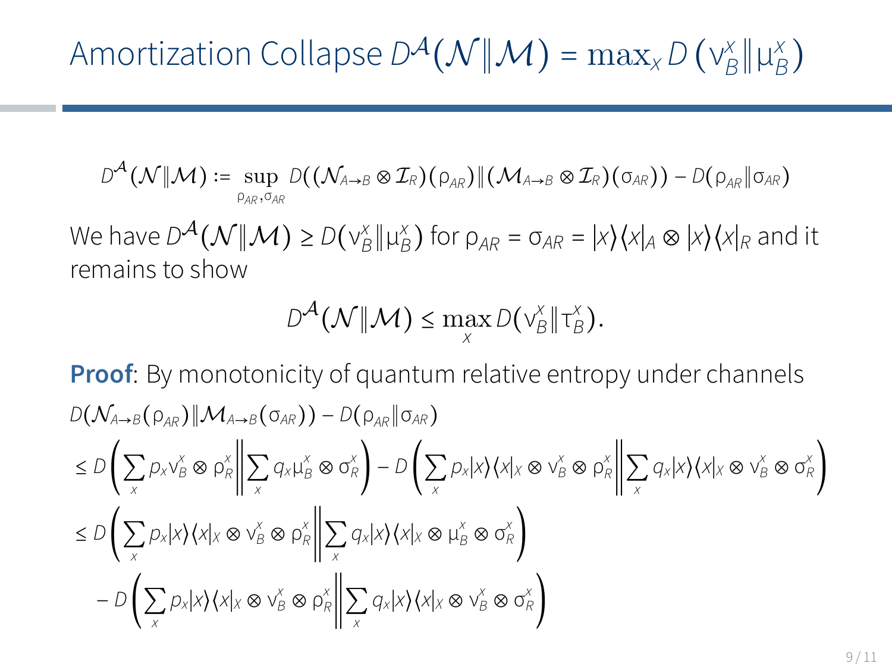# Amortization Collapse $D^{\mathcal{A}}(\mathcal{N}\|\mathcal{M}) = \max_x D\left(\nu_B^x\|\mu_B^x\right)$

$$D^{\mathcal{A}}(\mathcal{N}\|\mathcal{M}) := \sup_{\rho_{AR},\sigma_{AR}} D((\mathcal{N}_{A\to B}\otimes\mathcal{I}_R)(\rho_{AR})\|(\mathcal{M}_{A\to B}\otimes\mathcal{I}_R)(\sigma_{AR})) - D(\rho_{AR}\|\sigma_{AR})$$

We have $D^{\mathcal{A}}(\mathcal{N}\|\mathcal{M}) \geq D(\nu_B^x\|\mu_B^x)$ for $\rho_{AR} = \sigma_{AR} = |x\rangle\langle x|_A \otimes |x\rangle\langle x|_R$ and it remains to show

$$D^{\mathcal{A}}(\mathcal{N}\|\mathcal{M}) \leq \max_x D(\nu_B^x\|\tau_B^x).$$

**Proof**: By monotonicity of quantum relative entropy under channels

$$
\begin{aligned}
&D(\mathcal{N}_{A\to B}(\rho_{AR})\|\mathcal{M}_{A\to B}(\sigma_{AR})) - D(\rho_{AR}\|\sigma_{AR}) \\
&\leq D\left(\sum_x p_x \nu_B^x \otimes \rho_R^x \middle\| \sum_x q_x \mu_B^x \otimes \sigma_R^x\right) - D\left(\sum_x p_x |x\rangle\langle x|_X \otimes \nu_B^x \otimes \rho_R^x \middle\| \sum_x q_x |x\rangle\langle x|_X \otimes \nu_B^x \otimes \sigma_R^x\right) \\
&\leq D\left(\sum_x p_x |x\rangle\langle x|_X \otimes \nu_B^x \otimes \rho_R^x \middle\| \sum_x q_x |x\rangle\langle x|_X \otimes \mu_B^x \otimes \sigma_R^x\right) \\
&\quad - D\left(\sum_x p_x |x\rangle\langle x|_X \otimes \nu_B^x \otimes \rho_R^x \middle\| \sum_x q_x |x\rangle\langle x|_X \otimes \nu_B^x \otimes \sigma_R^x\right)
\end{aligned}
$$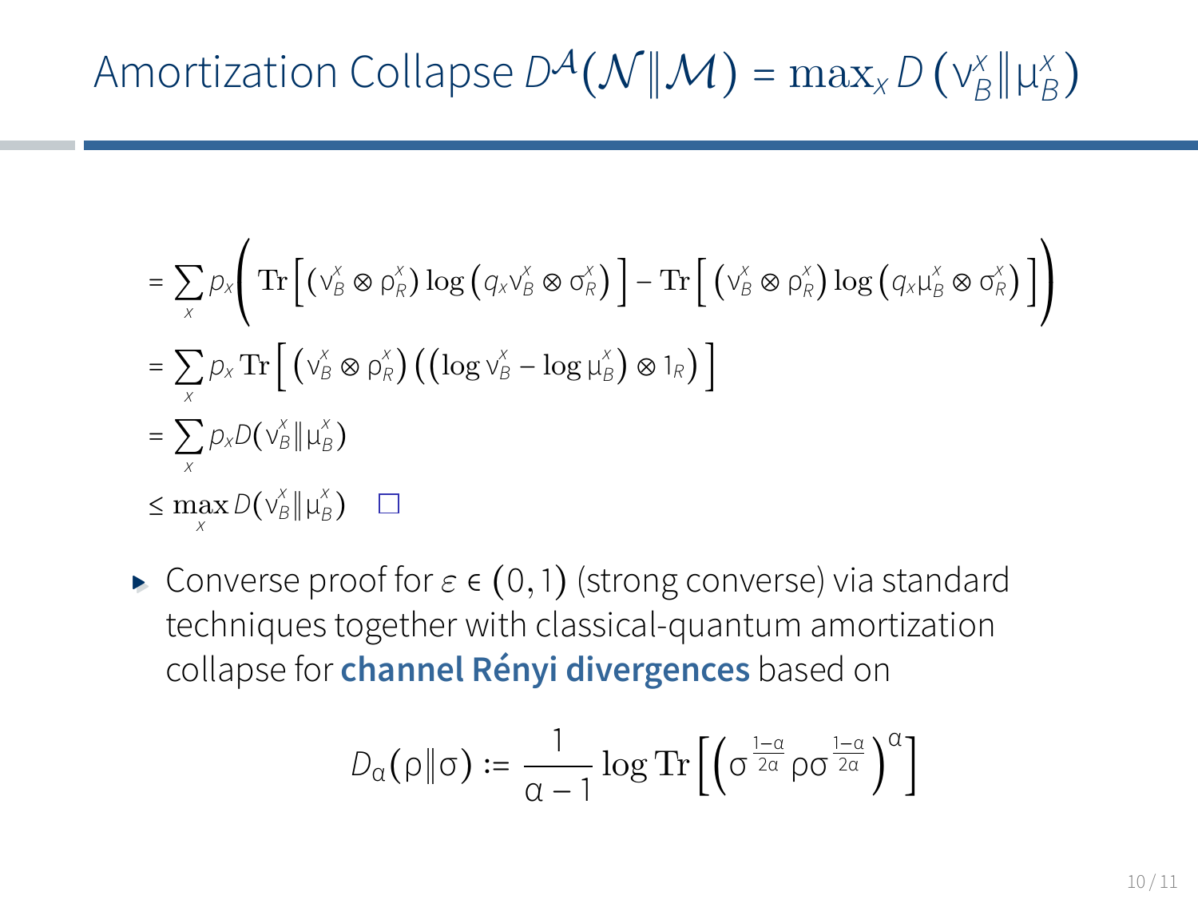# Amortization Collapse $D^{\mathcal{A}}(\mathcal{N}\|\mathcal{M}) = \max_x D\left(\nu_B^x \| \mu_B^x\right)$

$$
\begin{aligned}
&= \sum_x p_x \left( \operatorname{Tr}\left[ \left(\nu_B^x \otimes \rho_R^x\right) \log\left(q_x \nu_B^x \otimes \sigma_R^x\right) \right] - \operatorname{Tr}\left[ \left(\nu_B^x \otimes \rho_R^x\right) \log\left(q_x \mu_B^x \otimes \sigma_R^x\right) \right] \right) \\
&= \sum_x p_x \operatorname{Tr}\left[ \left(\nu_B^x \otimes \rho_R^x\right) \left(\left(\log \nu_B^x - \log \mu_B^x\right) \otimes 1_R\right) \right] \\
&= \sum_x p_x D(\nu_B^x \| \mu_B^x) \\
&\leq \max_x D(\nu_B^x \| \mu_B^x) \quad \square
\end{aligned}
$$

- Converse proof for $\varepsilon \in (0,1)$ (strong converse) via standard techniques together with classical-quantum amortization collapse for **channel Rényi divergences** based on

$$
D_\alpha(\rho\|\sigma) := \frac{1}{\alpha - 1} \log \operatorname{Tr}\left[ \left( \sigma^{\frac{1-\alpha}{2\alpha}} \rho \sigma^{\frac{1-\alpha}{2\alpha}} \right)^\alpha \right]
$$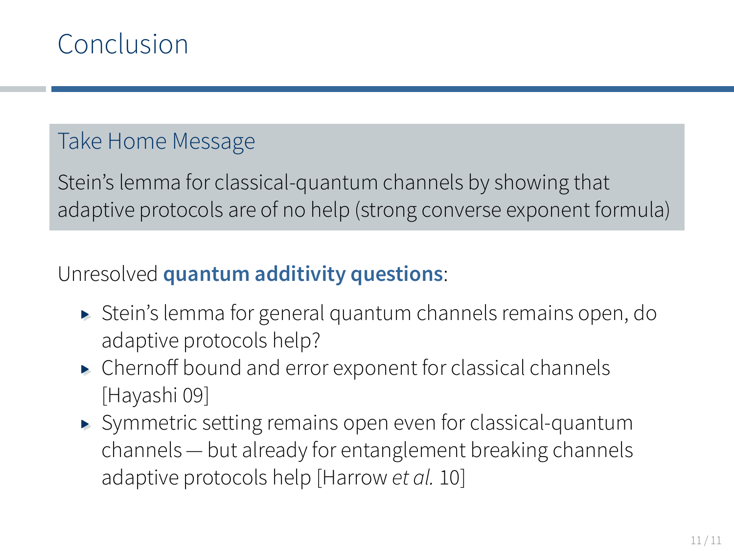# Conclusion

## Take Home Message

Stein's lemma for classical-quantum channels by showing that adaptive protocols are of no help (strong converse exponent formula)

Unresolved **quantum additivity questions**:

- Stein's lemma for general quantum channels remains open, do adaptive protocols help?
- Chernoff bound and error exponent for classical channels [Hayashi 09]
- Symmetric setting remains open even for classical-quantum channels — but already for entanglement breaking channels adaptive protocols help [Harrow *et al.* 10]